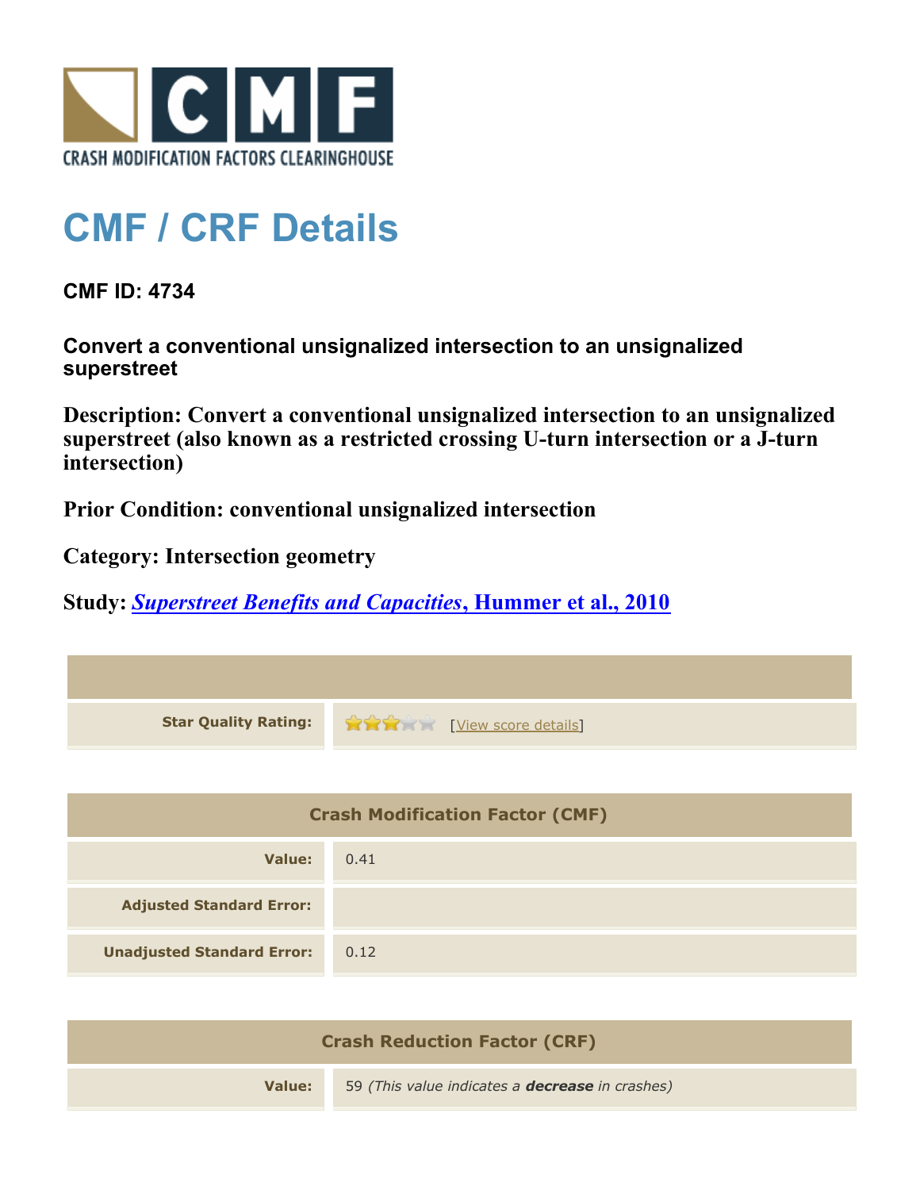CRASH MODIFICATION FACTORS CLEARINGHOUSE

# CMF / CRF Details

**CMF ID: 4734**

**Convert a conventional unsignalized intersection to an unsignalized superstreet**

**Description: Convert a conventional unsignalized intersection to an unsignalized superstreet (also known as a restricted crossing U-turn intersection or a J-turn intersection)**

**Prior Condition: conventional unsignalized intersection**

**Category: Intersection geometry**

**Study: *Superstreet Benefits and Capacities*, Hummer et al., 2010**

| | |
|---|---|
| **Star Quality Rating:** | 3 of 5 stars [View score details] |

| Crash Modification Factor (CMF) | |
|---|---|
| **Value:** | 0.41 |
| **Adjusted Standard Error:** | |
| **Unadjusted Standard Error:** | 0.12 |

| Crash Reduction Factor (CRF) | |
|---|---|
| **Value:** | 59 *(This value indicates a **decrease** in crashes)* |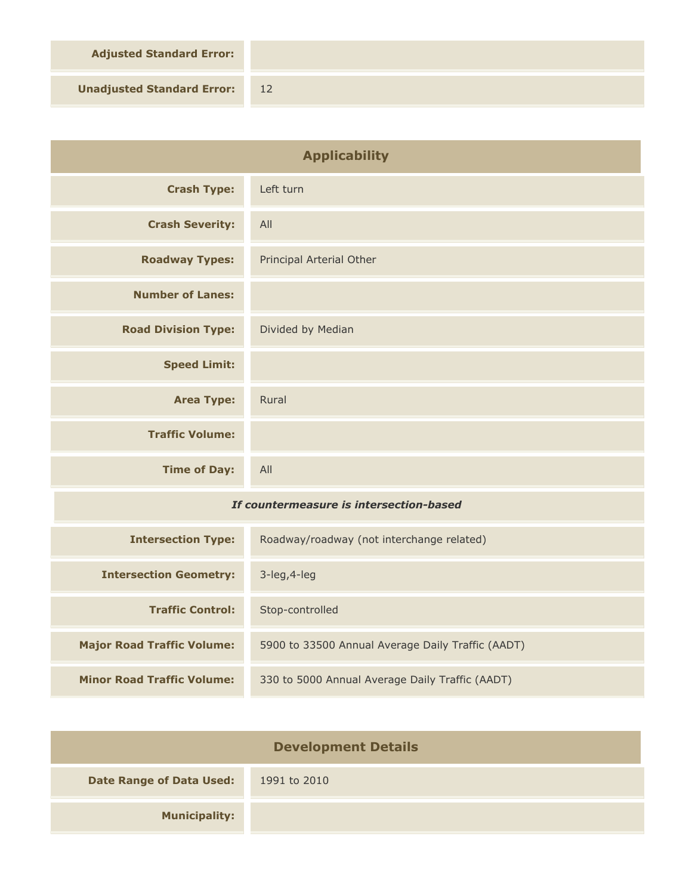| | |
|---|---|
| **Adjusted Standard Error:** | |
| **Unadjusted Standard Error:** | 12 |

## Applicability

| | |
|---|---|
| **Crash Type:** | Left turn |
| **Crash Severity:** | All |
| **Roadway Types:** | Principal Arterial Other |
| **Number of Lanes:** | |
| **Road Division Type:** | Divided by Median |
| **Speed Limit:** | |
| **Area Type:** | Rural |
| **Traffic Volume:** | |
| **Time of Day:** | All |

***If countermeasure is intersection-based***

| | |
|---|---|
| **Intersection Type:** | Roadway/roadway (not interchange related) |
| **Intersection Geometry:** | 3-leg,4-leg |
| **Traffic Control:** | Stop-controlled |
| **Major Road Traffic Volume:** | 5900 to 33500 Annual Average Daily Traffic (AADT) |
| **Minor Road Traffic Volume:** | 330 to 5000 Annual Average Daily Traffic (AADT) |

## Development Details

| | |
|---|---|
| **Date Range of Data Used:** | 1991 to 2010 |
| **Municipality:** | |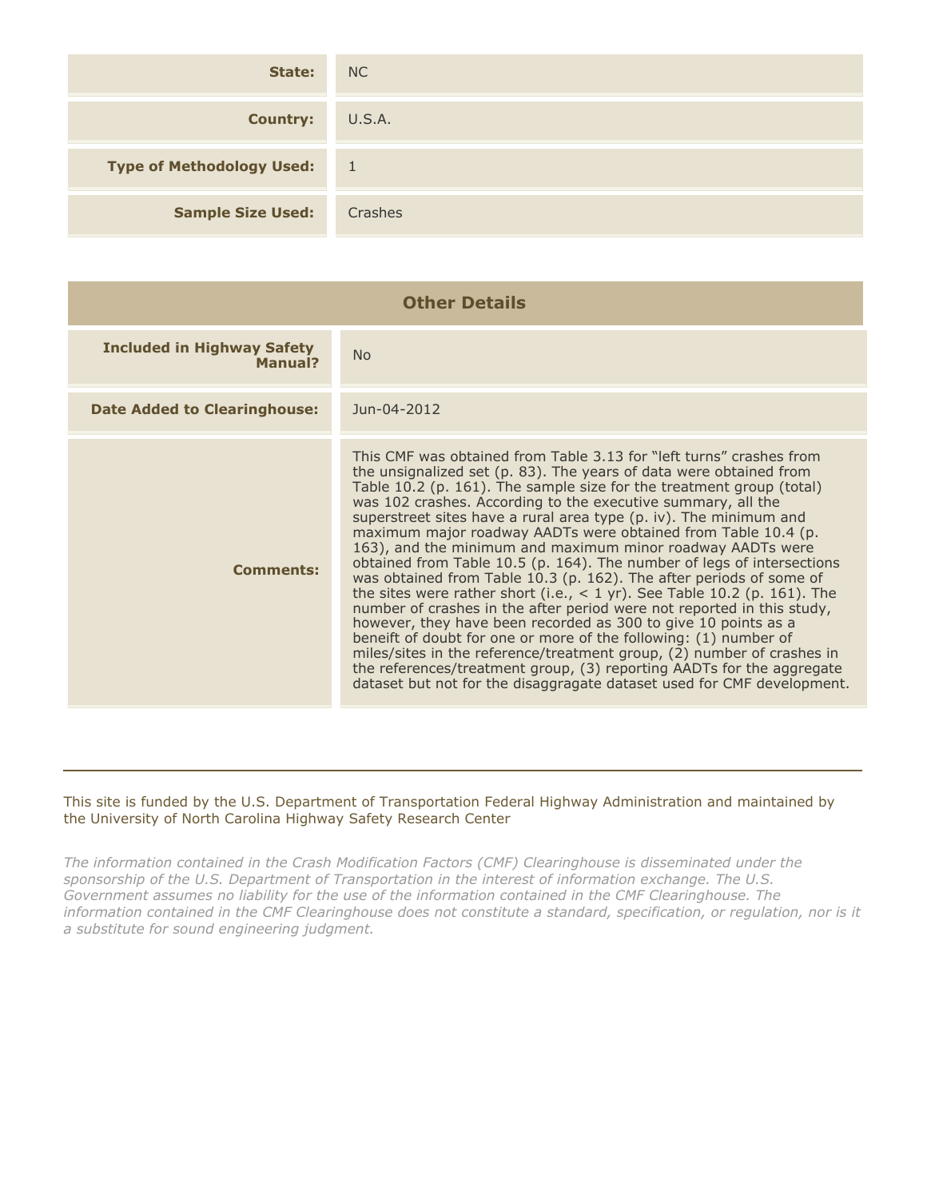| | |
|---|---|
| **State:** | NC |
| **Country:** | U.S.A. |
| **Type of Methodology Used:** | 1 |
| **Sample Size Used:** | Crashes |

## Other Details

| | |
|---|---|
| **Included in Highway Safety Manual?** | No |
| **Date Added to Clearinghouse:** | Jun-04-2012 |
| **Comments:** | This CMF was obtained from Table 3.13 for "left turns" crashes from the unsignalized set (p. 83). The years of data were obtained from Table 10.2 (p. 161). The sample size for the treatment group (total) was 102 crashes. According to the executive summary, all the superstreet sites have a rural area type (p. iv). The minimum and maximum major roadway AADTs were obtained from Table 10.4 (p. 163), and the minimum and maximum minor roadway AADTs were obtained from Table 10.5 (p. 164). The number of legs of intersections was obtained from Table 10.3 (p. 162). The after periods of some of the sites were rather short (i.e., < 1 yr). See Table 10.2 (p. 161). The number of crashes in the after period were not reported in this study, however, they have been recorded as 300 to give 10 points as a beneift of doubt for one or more of the following: (1) number of miles/sites in the reference/treatment group, (2) number of crashes in the references/treatment group, (3) reporting AADTs for the aggregate dataset but not for the disaggragate dataset used for CMF development. |

This site is funded by the U.S. Department of Transportation Federal Highway Administration and maintained by the University of North Carolina Highway Safety Research Center

*The information contained in the Crash Modification Factors (CMF) Clearinghouse is disseminated under the sponsorship of the U.S. Department of Transportation in the interest of information exchange. The U.S. Government assumes no liability for the use of the information contained in the CMF Clearinghouse. The information contained in the CMF Clearinghouse does not constitute a standard, specification, or regulation, nor is it a substitute for sound engineering judgment.*